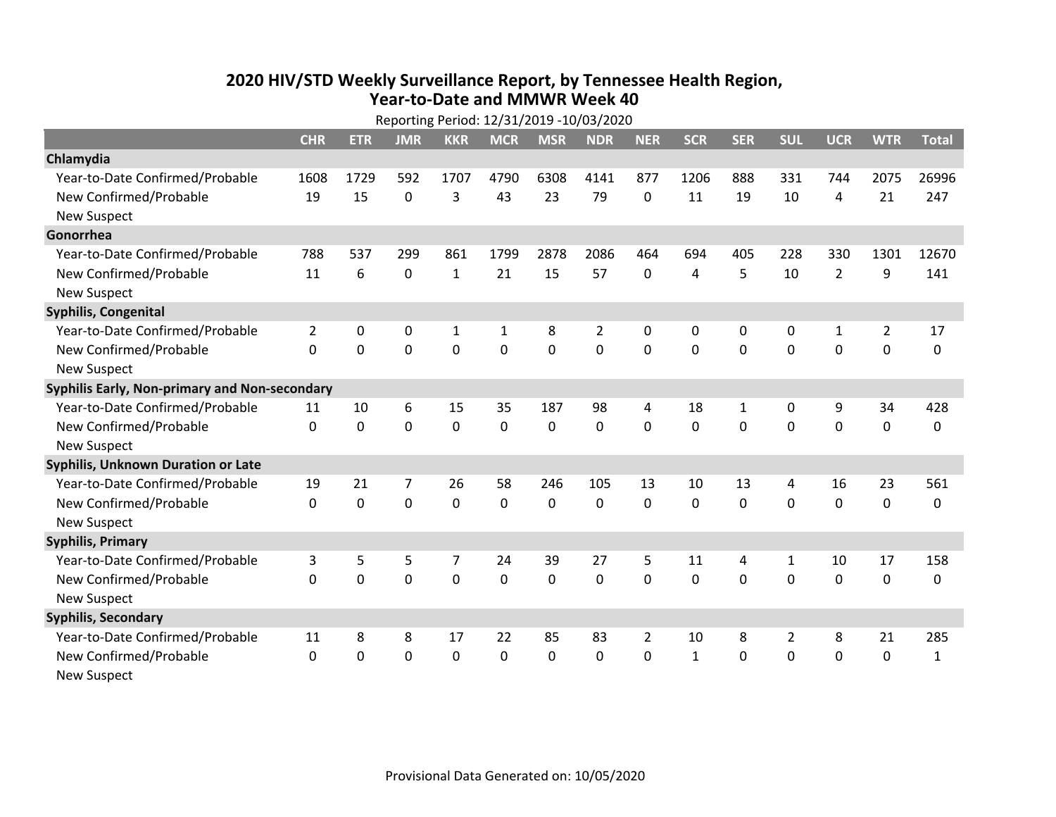# 2020 HIV/STD Weekly Surveillance Report, by Tennessee Health Region, Year-to-Date and MMWR Week 40

Reporting Period: 12/31/2019 -10/03/2020

| | CHR | ETR | JMR | KKR | MCR | MSR | NDR | NER | SCR | SER | SUL | UCR | WTR | Total |
|---|---|---|---|---|---|---|---|---|---|---|---|---|---|---|
| **Chlamydia** | | | | | | | | | | | | | | |
| Year-to-Date Confirmed/Probable | 1608 | 1729 | 592 | 1707 | 4790 | 6308 | 4141 | 877 | 1206 | 888 | 331 | 744 | 2075 | 26996 |
| New Confirmed/Probable | 19 | 15 | 0 | 3 | 43 | 23 | 79 | 0 | 11 | 19 | 10 | 4 | 21 | 247 |
| New Suspect | | | | | | | | | | | | | | |
| **Gonorrhea** | | | | | | | | | | | | | | |
| Year-to-Date Confirmed/Probable | 788 | 537 | 299 | 861 | 1799 | 2878 | 2086 | 464 | 694 | 405 | 228 | 330 | 1301 | 12670 |
| New Confirmed/Probable | 11 | 6 | 0 | 1 | 21 | 15 | 57 | 0 | 4 | 5 | 10 | 2 | 9 | 141 |
| New Suspect | | | | | | | | | | | | | | |
| **Syphilis, Congenital** | | | | | | | | | | | | | | |
| Year-to-Date Confirmed/Probable | 2 | 0 | 0 | 1 | 1 | 8 | 2 | 0 | 0 | 0 | 0 | 1 | 2 | 17 |
| New Confirmed/Probable | 0 | 0 | 0 | 0 | 0 | 0 | 0 | 0 | 0 | 0 | 0 | 0 | 0 | 0 |
| New Suspect | | | | | | | | | | | | | | |
| **Syphilis Early, Non-primary and Non-secondary** | | | | | | | | | | | | | | |
| Year-to-Date Confirmed/Probable | 11 | 10 | 6 | 15 | 35 | 187 | 98 | 4 | 18 | 1 | 0 | 9 | 34 | 428 |
| New Confirmed/Probable | 0 | 0 | 0 | 0 | 0 | 0 | 0 | 0 | 0 | 0 | 0 | 0 | 0 | 0 |
| New Suspect | | | | | | | | | | | | | | |
| **Syphilis, Unknown Duration or Late** | | | | | | | | | | | | | | |
| Year-to-Date Confirmed/Probable | 19 | 21 | 7 | 26 | 58 | 246 | 105 | 13 | 10 | 13 | 4 | 16 | 23 | 561 |
| New Confirmed/Probable | 0 | 0 | 0 | 0 | 0 | 0 | 0 | 0 | 0 | 0 | 0 | 0 | 0 | 0 |
| New Suspect | | | | | | | | | | | | | | |
| **Syphilis, Primary** | | | | | | | | | | | | | | |
| Year-to-Date Confirmed/Probable | 3 | 5 | 5 | 7 | 24 | 39 | 27 | 5 | 11 | 4 | 1 | 10 | 17 | 158 |
| New Confirmed/Probable | 0 | 0 | 0 | 0 | 0 | 0 | 0 | 0 | 0 | 0 | 0 | 0 | 0 | 0 |
| New Suspect | | | | | | | | | | | | | | |
| **Syphilis, Secondary** | | | | | | | | | | | | | | |
| Year-to-Date Confirmed/Probable | 11 | 8 | 8 | 17 | 22 | 85 | 83 | 2 | 10 | 8 | 2 | 8 | 21 | 285 |
| New Confirmed/Probable | 0 | 0 | 0 | 0 | 0 | 0 | 0 | 0 | 1 | 0 | 0 | 0 | 0 | 1 |
| New Suspect | | | | | | | | | | | | | | |

Provisional Data Generated on: 10/05/2020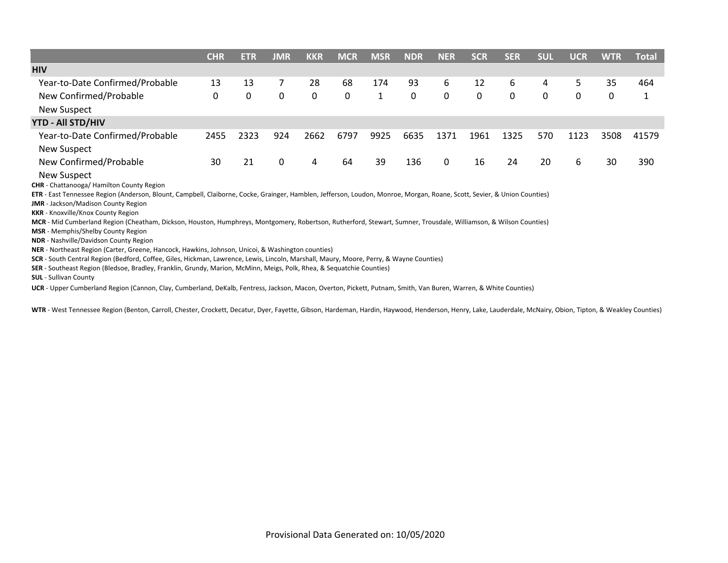| | CHR | ETR | JMR | KKR | MCR | MSR | NDR | NER | SCR | SER | SUL | UCR | WTR | Total |
|---|---|---|---|---|---|---|---|---|---|---|---|---|---|---|
| **HIV** | | | | | | | | | | | | | | |
| Year-to-Date Confirmed/Probable | 13 | 13 | 7 | 28 | 68 | 174 | 93 | 6 | 12 | 6 | 4 | 5 | 35 | 464 |
| New Confirmed/Probable | 0 | 0 | 0 | 0 | 0 | 1 | 0 | 0 | 0 | 0 | 0 | 0 | 0 | 1 |
| New Suspect | | | | | | | | | | | | | | |
| **YTD - All STD/HIV** | | | | | | | | | | | | | | |
| Year-to-Date Confirmed/Probable | 2455 | 2323 | 924 | 2662 | 6797 | 9925 | 6635 | 1371 | 1961 | 1325 | 570 | 1123 | 3508 | 41579 |
| New Suspect | | | | | | | | | | | | | | |
| New Confirmed/Probable | 30 | 21 | 0 | 4 | 64 | 39 | 136 | 0 | 16 | 24 | 20 | 6 | 30 | 390 |
| New Suspect | | | | | | | | | | | | | | |

**CHR** - Chattanooga/ Hamilton County Region

**ETR** - East Tennessee Region (Anderson, Blount, Campbell, Claiborne, Cocke, Grainger, Hamblen, Jefferson, Loudon, Monroe, Morgan, Roane, Scott, Sevier, & Union Counties)

**JMR** - Jackson/Madison County Region

**KKR** - Knoxville/Knox County Region

**MCR** - Mid Cumberland Region (Cheatham, Dickson, Houston, Humphreys, Montgomery, Robertson, Rutherford, Stewart, Sumner, Trousdale, Williamson, & Wilson Counties)

**MSR** - Memphis/Shelby County Region

**NDR** - Nashville/Davidson County Region

**NER** - Northeast Region (Carter, Greene, Hancock, Hawkins, Johnson, Unicoi, & Washington counties)

**SCR** - South Central Region (Bedford, Coffee, Giles, Hickman, Lawrence, Lewis, Lincoln, Marshall, Maury, Moore, Perry, & Wayne Counties)

**SER** - Southeast Region (Bledsoe, Bradley, Franklin, Grundy, Marion, McMinn, Meigs, Polk, Rhea, & Sequatchie Counties)

**SUL** - Sullivan County

**UCR** - Upper Cumberland Region (Cannon, Clay, Cumberland, DeKalb, Fentress, Jackson, Macon, Overton, Pickett, Putnam, Smith, Van Buren, Warren, & White Counties)

**WTR** - West Tennessee Region (Benton, Carroll, Chester, Crockett, Decatur, Dyer, Fayette, Gibson, Hardeman, Hardin, Haywood, Henderson, Henry, Lake, Lauderdale, McNairy, Obion, Tipton, & Weakley Counties)

Provisional Data Generated on: 10/05/2020